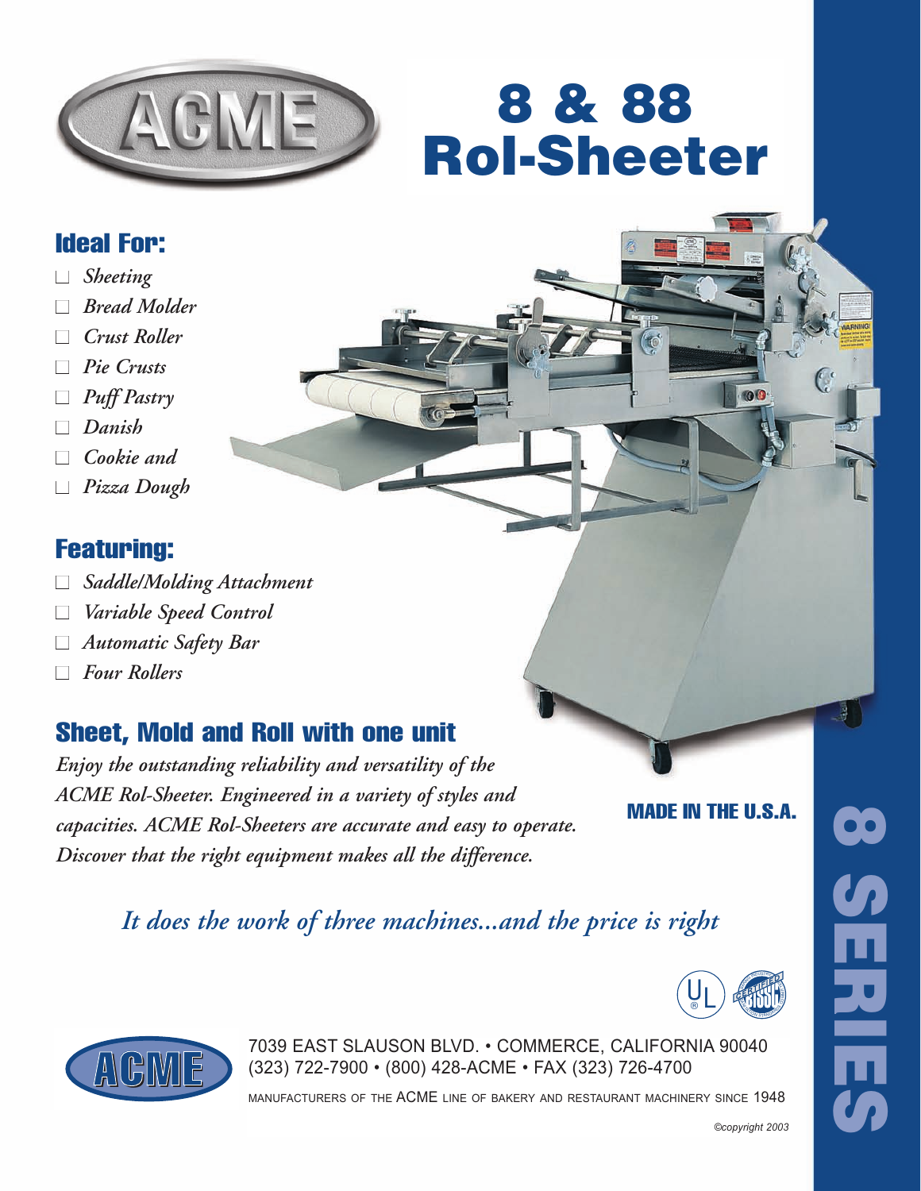ACME

# 8 & 88 Rol-Sheeter

## Ideal For:

- *Sheeting*
- *Bread Molder*
- *Crust Roller*
- *Pie Crusts*
- *Puff Pastry*
- *Danish*
- *Cookie and*
- *Pizza Dough*

## Featuring:

- *Saddle/Molding Attachment*
- *Variable Speed Control*
- *Automatic Safety Bar*
- *Four Rollers*

## Sheet, Mold and Roll with one unit

*Enjoy the outstanding reliability and versatility of the ACME Rol-Sheeter. Engineered in a variety of styles and capacities. ACME Rol-Sheeters are accurate and easy to operate. Discover that the right equipment makes all the difference.*

**MADE IN THE U.S.A.**

*It does the work of three machines...and the price is right*

ACME

7039 EAST SLAUSON BLVD. • COMMERCE, CALIFORNIA 90040
(323) 722-7900 • (800) 428-ACME • FAX (323) 726-4700

MANUFACTURERS OF THE ACME LINE OF BAKERY AND RESTAURANT MACHINERY SINCE 1948

*©copyright 2003*

8 SERIES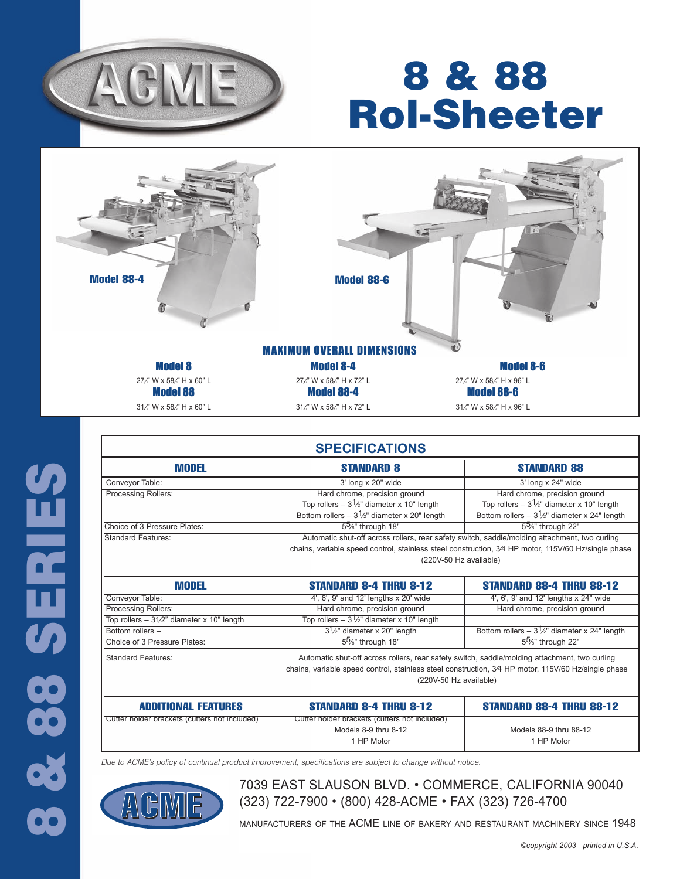# 8 & 88 Rol-Sheeter

Model 88-4

Model 88-6

## MAXIMUM OVERALL DIMENSIONS

| | | |
|---|---|---|
| **Model 8** | **Model 8-4** | **Model 8-6** |
| 27⁄" W x 58⁄" H x 60" L | 27⁄" W x 58⁄" H x 72" L | 27⁄" W x 58⁄" H x 96" L |
| **Model 88** | **Model 88-4** | **Model 88-6** |
| 31⁄" W x 58⁄" H x 60" L | 31⁄" W x 58⁄" H x 72" L | 31⁄" W x 58⁄" H x 96" L |

## SPECIFICATIONS

| MODEL | STANDARD 8 | STANDARD 88 |
|---|---|---|
| Conveyor Table: | 3' long x 20" wide | 3' long x 24" wide |
| Processing Rollers: | Hard chrome, precision ground<br>Top rollers – 3½" diameter x 10" length<br>Bottom rollers – 3½" diameter x 20" length | Hard chrome, precision ground<br>Top rollers – 3½" diameter x 10" length<br>Bottom rollers – 3½" diameter x 24" length |
| Choice of 3 Pressure Plates: | 5⅝" through 18" | 5⅝" through 22" |
| Standard Features: | Automatic shut-off across rollers, rear safety switch, saddle/molding attachment, two curling chains, variable speed control, stainless steel construction, 3⁄4 HP motor, 115V/60 Hz/single phase (220V-50 Hz available) | |
| **MODEL** | **STANDARD 8-4 THRU 8-12** | **STANDARD 88-4 THRU 88-12** |
| Conveyor Table: | 4', 6', 9' and 12' lengths x 20" wide | 4', 6', 9' and 12' lengths x 24" wide |
| Processing Rollers: | Hard chrome, precision ground | Hard chrome, precision ground |
| Top rollers – 31⁄2" diameter x 10" length | Top rollers – 3½" diameter x 10" length | |
| Bottom rollers – | 3½" diameter x 20" length | Bottom rollers – 3½" diameter x 24" length |
| Choice of 3 Pressure Plates: | 5⅝" through 18" | 5⅝" through 22" |
| Standard Features: | Automatic shut-off across rollers, rear safety switch, saddle/molding attachment, two curling chains, variable speed control, stainless steel construction, 3⁄4 HP motor, 115V/60 Hz/single phase (220V-50 Hz available) | |
| **ADDITIONAL FEATURES** | **STANDARD 8-4 THRU 8-12** | **STANDARD 88-4 THRU 88-12** |
| Cutter holder brackets (cutters not included) | Cutter holder brackets (cutters not included)<br>Models 8-9 thru 8-12<br>1 HP Motor | Models 88-9 thru 88-12<br>1 HP Motor |

*Due to ACME's policy of continual product improvement, specifications are subject to change without notice.*

ACME

7039 EAST SLAUSON BLVD. • COMMERCE, CALIFORNIA 90040
(323) 722-7900 • (800) 428-ACME • FAX (323) 726-4700

MANUFACTURERS OF THE ACME LINE OF BAKERY AND RESTAURANT MACHINERY SINCE 1948

*©copyright 2003 printed in U.S.A.*

8 & 88 SERIES